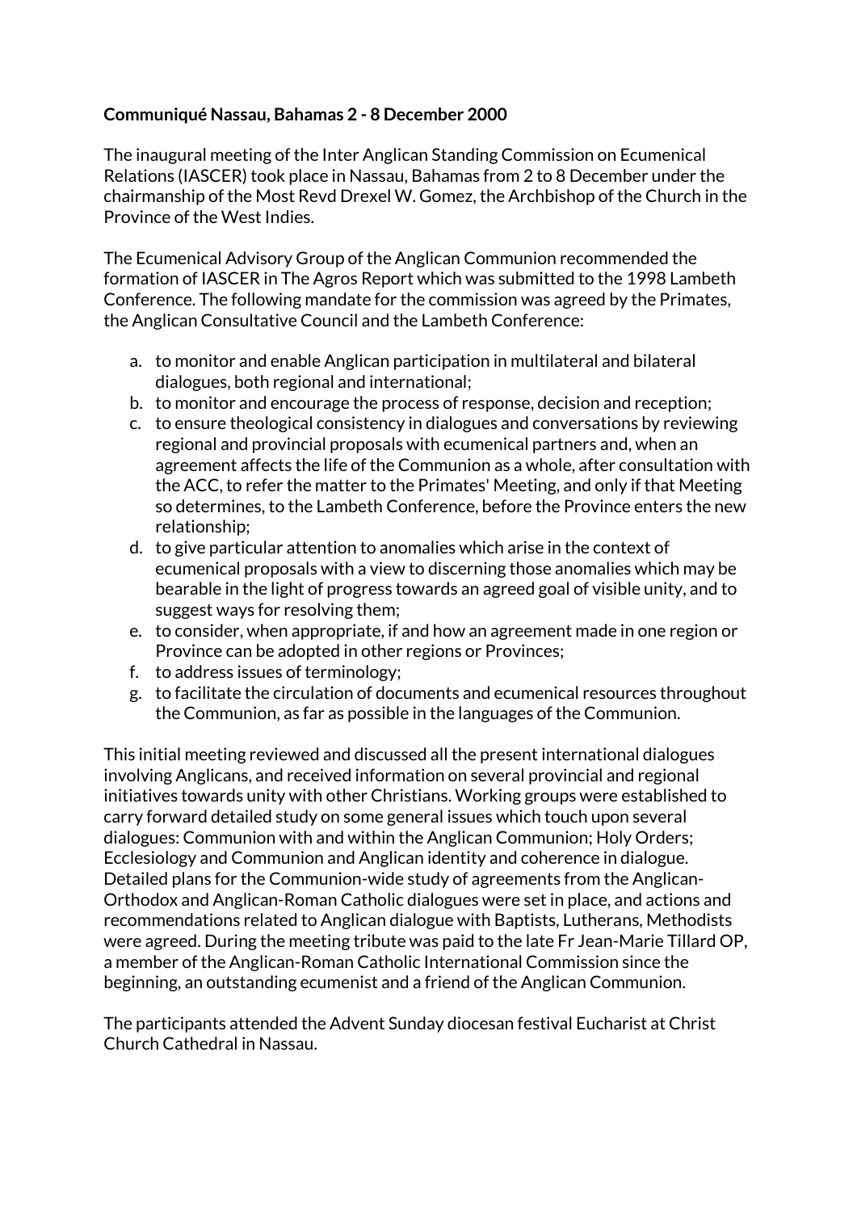**Communiqué Nassau, Bahamas 2 - 8 December 2000**

The inaugural meeting of the Inter Anglican Standing Commission on Ecumenical Relations (IASCER) took place in Nassau, Bahamas from 2 to 8 December under the chairmanship of the Most Revd Drexel W. Gomez, the Archbishop of the Church in the Province of the West Indies.

The Ecumenical Advisory Group of the Anglican Communion recommended the formation of IASCER in The Agros Report which was submitted to the 1998 Lambeth Conference. The following mandate for the commission was agreed by the Primates, the Anglican Consultative Council and the Lambeth Conference:

a. to monitor and enable Anglican participation in multilateral and bilateral dialogues, both regional and international;
b. to monitor and encourage the process of response, decision and reception;
c. to ensure theological consistency in dialogues and conversations by reviewing regional and provincial proposals with ecumenical partners and, when an agreement affects the life of the Communion as a whole, after consultation with the ACC, to refer the matter to the Primates' Meeting, and only if that Meeting so determines, to the Lambeth Conference, before the Province enters the new relationship;
d. to give particular attention to anomalies which arise in the context of ecumenical proposals with a view to discerning those anomalies which may be bearable in the light of progress towards an agreed goal of visible unity, and to suggest ways for resolving them;
e. to consider, when appropriate, if and how an agreement made in one region or Province can be adopted in other regions or Provinces;
f. to address issues of terminology;
g. to facilitate the circulation of documents and ecumenical resources throughout the Communion, as far as possible in the languages of the Communion.

This initial meeting reviewed and discussed all the present international dialogues involving Anglicans, and received information on several provincial and regional initiatives towards unity with other Christians. Working groups were established to carry forward detailed study on some general issues which touch upon several dialogues: Communion with and within the Anglican Communion; Holy Orders; Ecclesiology and Communion and Anglican identity and coherence in dialogue. Detailed plans for the Communion-wide study of agreements from the Anglican-Orthodox and Anglican-Roman Catholic dialogues were set in place, and actions and recommendations related to Anglican dialogue with Baptists, Lutherans, Methodists were agreed. During the meeting tribute was paid to the late Fr Jean-Marie Tillard OP, a member of the Anglican-Roman Catholic International Commission since the beginning, an outstanding ecumenist and a friend of the Anglican Communion.

The participants attended the Advent Sunday diocesan festival Eucharist at Christ Church Cathedral in Nassau.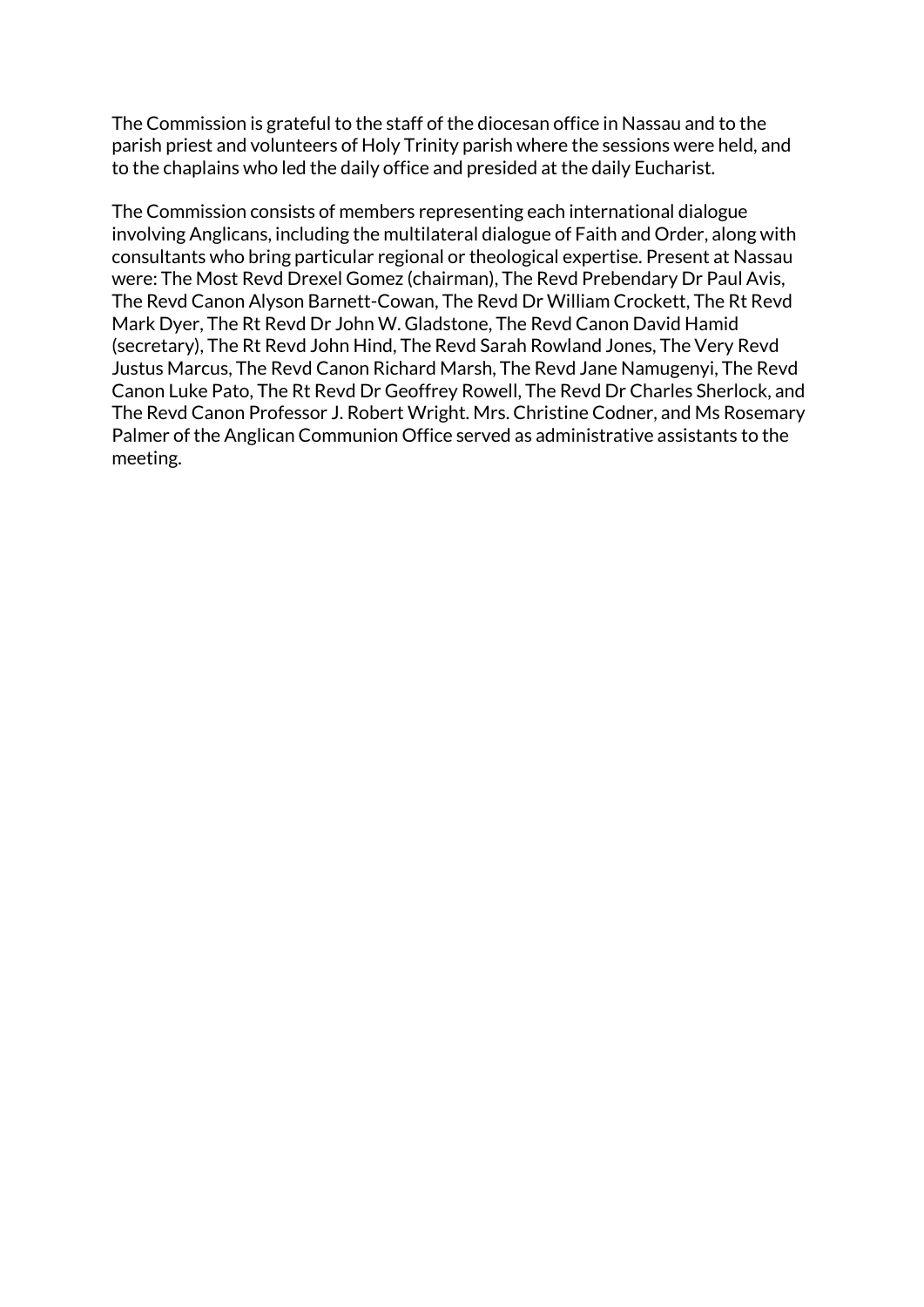The Commission is grateful to the staff of the diocesan office in Nassau and to the parish priest and volunteers of Holy Trinity parish where the sessions were held, and to the chaplains who led the daily office and presided at the daily Eucharist.

The Commission consists of members representing each international dialogue involving Anglicans, including the multilateral dialogue of Faith and Order, along with consultants who bring particular regional or theological expertise. Present at Nassau were: The Most Revd Drexel Gomez (chairman), The Revd Prebendary Dr Paul Avis, The Revd Canon Alyson Barnett-Cowan, The Revd Dr William Crockett, The Rt Revd Mark Dyer, The Rt Revd Dr John W. Gladstone, The Revd Canon David Hamid (secretary), The Rt Revd John Hind, The Revd Sarah Rowland Jones, The Very Revd Justus Marcus, The Revd Canon Richard Marsh, The Revd Jane Namugenyi, The Revd Canon Luke Pato, The Rt Revd Dr Geoffrey Rowell, The Revd Dr Charles Sherlock, and The Revd Canon Professor J. Robert Wright. Mrs. Christine Codner, and Ms Rosemary Palmer of the Anglican Communion Office served as administrative assistants to the meeting.